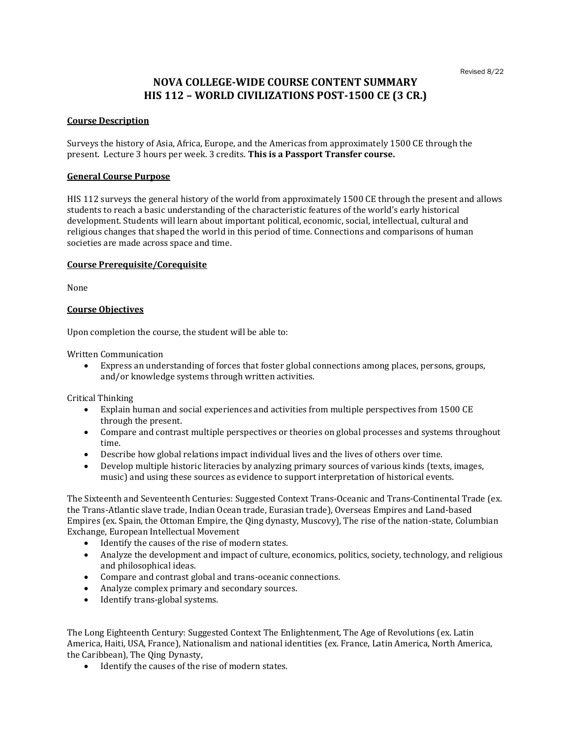Revised 8/22

# NOVA COLLEGE-WIDE COURSE CONTENT SUMMARY
# HIS 112 – WORLD CIVILIZATIONS POST-1500 CE (3 CR.)

## Course Description

Surveys the history of Asia, Africa, Europe, and the Americas from approximately 1500 CE through the present. Lecture 3 hours per week. 3 credits. **This is a Passport Transfer course.**

## General Course Purpose

HIS 112 surveys the general history of the world from approximately 1500 CE through the present and allows students to reach a basic understanding of the characteristic features of the world's early historical development. Students will learn about important political, economic, social, intellectual, cultural and religious changes that shaped the world in this period of time. Connections and comparisons of human societies are made across space and time.

## Course Prerequisite/Corequisite

None

## Course Objectives

Upon completion the course, the student will be able to:

Written Communication

- Express an understanding of forces that foster global connections among places, persons, groups, and/or knowledge systems through written activities.

Critical Thinking

- Explain human and social experiences and activities from multiple perspectives from 1500 CE through the present.
- Compare and contrast multiple perspectives or theories on global processes and systems throughout time.
- Describe how global relations impact individual lives and the lives of others over time.
- Develop multiple historic literacies by analyzing primary sources of various kinds (texts, images, music) and using these sources as evidence to support interpretation of historical events.

The Sixteenth and Seventeenth Centuries: Suggested Context Trans-Oceanic and Trans-Continental Trade (ex. the Trans-Atlantic slave trade, Indian Ocean trade, Eurasian trade), Overseas Empires and Land-based Empires (ex. Spain, the Ottoman Empire, the Qing dynasty, Muscovy), The rise of the nation-state, Columbian Exchange, European Intellectual Movement

- Identify the causes of the rise of modern states.
- Analyze the development and impact of culture, economics, politics, society, technology, and religious and philosophical ideas.
- Compare and contrast global and trans-oceanic connections.
- Analyze complex primary and secondary sources.
- Identify trans-global systems.

The Long Eighteenth Century: Suggested Context The Enlightenment, The Age of Revolutions (ex. Latin America, Haiti, USA, France), Nationalism and national identities (ex. France, Latin America, North America, the Caribbean), The Qing Dynasty,

- Identify the causes of the rise of modern states.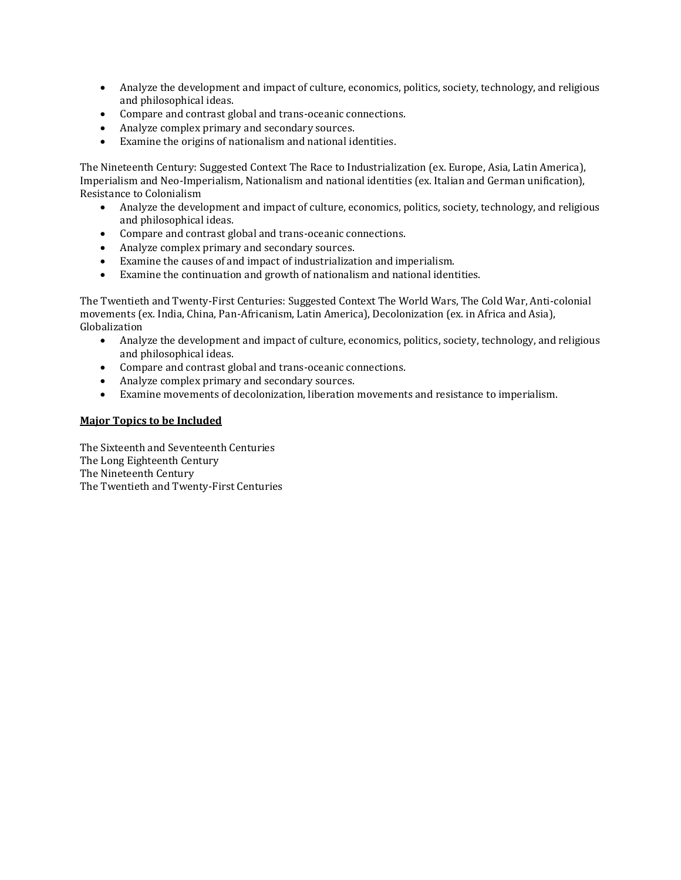- Analyze the development and impact of culture, economics, politics, society, technology, and religious and philosophical ideas.
- Compare and contrast global and trans-oceanic connections.
- Analyze complex primary and secondary sources.
- Examine the origins of nationalism and national identities.

The Nineteenth Century: Suggested Context The Race to Industrialization (ex. Europe, Asia, Latin America), Imperialism and Neo-Imperialism, Nationalism and national identities (ex. Italian and German unification), Resistance to Colonialism

- Analyze the development and impact of culture, economics, politics, society, technology, and religious and philosophical ideas.
- Compare and contrast global and trans-oceanic connections.
- Analyze complex primary and secondary sources.
- Examine the causes of and impact of industrialization and imperialism.
- Examine the continuation and growth of nationalism and national identities.

The Twentieth and Twenty-First Centuries: Suggested Context The World Wars, The Cold War, Anti-colonial movements (ex. India, China, Pan-Africanism, Latin America), Decolonization (ex. in Africa and Asia), Globalization

- Analyze the development and impact of culture, economics, politics, society, technology, and religious and philosophical ideas.
- Compare and contrast global and trans-oceanic connections.
- Analyze complex primary and secondary sources.
- Examine movements of decolonization, liberation movements and resistance to imperialism.

**Major Topics to be Included**

The Sixteenth and Seventeenth Centuries
The Long Eighteenth Century
The Nineteenth Century
The Twentieth and Twenty-First Centuries